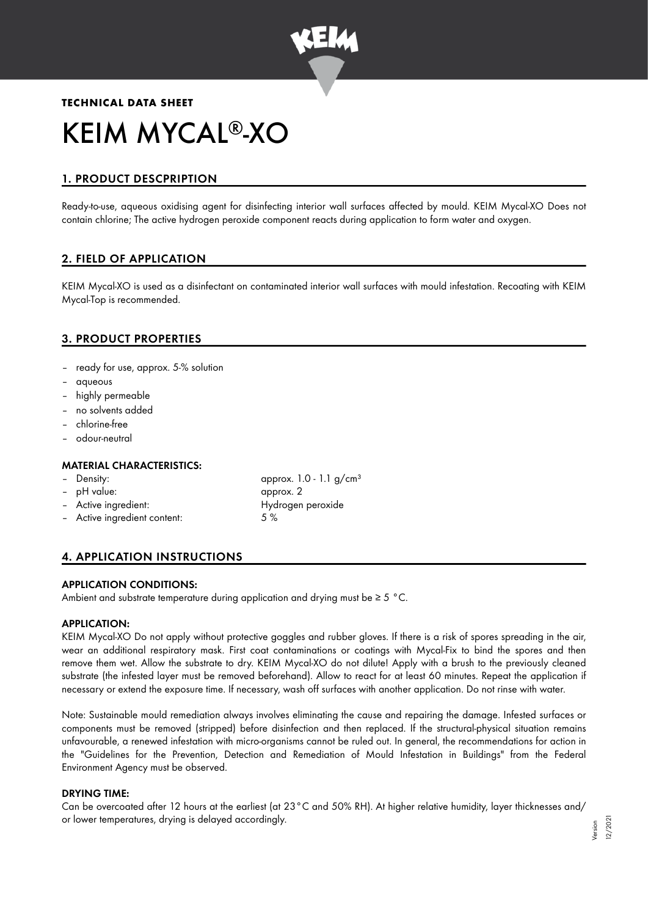**TECHNICAL DATA SHEET**

# KEIM MYCAL®-XO

## 1. PRODUCT DESCPRIPTION

Ready-to-use, aqueous oxidising agent for disinfecting interior wall surfaces affected by mould. KEIM Mycal-XO Does not contain chlorine; The active hydrogen peroxide component reacts during application to form water and oxygen.

## 2. FIELD OF APPLICATION

KEIM Mycal-XO is used as a disinfectant on contaminated interior wall surfaces with mould infestation. Recoating with KEIM Mycal-Top is recommended.

## 3. PRODUCT PROPERTIES

- ready for use, approx. 5-% solution
- aqueous
- highly permeable
- no solvents added
- chlorine-free
- odour-neutral

### MATERIAL CHARACTERISTICS:

- Density: approx. 1.0 - 1.1 g/cm³
- pH value: approx. 2
- Active ingredient: Hydrogen peroxide
- Active ingredient content: 5 %

## 4. APPLICATION INSTRUCTIONS

### APPLICATION CONDITIONS:

Ambient and substrate temperature during application and drying must be ≥ 5 °C.

### APPLICATION:

KEIM Mycal-XO Do not apply without protective goggles and rubber gloves. If there is a risk of spores spreading in the air, wear an additional respiratory mask. First coat contaminations or coatings with Mycal-Fix to bind the spores and then remove them wet. Allow the substrate to dry. KEIM Mycal-XO do not dilute! Apply with a brush to the previously cleaned substrate (the infested layer must be removed beforehand). Allow to react for at least 60 minutes. Repeat the application if necessary or extend the exposure time. If necessary, wash off surfaces with another application. Do not rinse with water.

Note: Sustainable mould remediation always involves eliminating the cause and repairing the damage. Infested surfaces or components must be removed (stripped) before disinfection and then replaced. If the structural-physical situation remains unfavourable, a renewed infestation with micro-organisms cannot be ruled out. In general, the recommendations for action in the "Guidelines for the Prevention, Detection and Remediation of Mould Infestation in Buildings" from the Federal Environment Agency must be observed.

### DRYING TIME:

Can be overcoated after 12 hours at the earliest (at 23°C and 50% RH). At higher relative humidity, layer thicknesses and/ or lower temperatures, drying is delayed accordingly.

Version 12/2021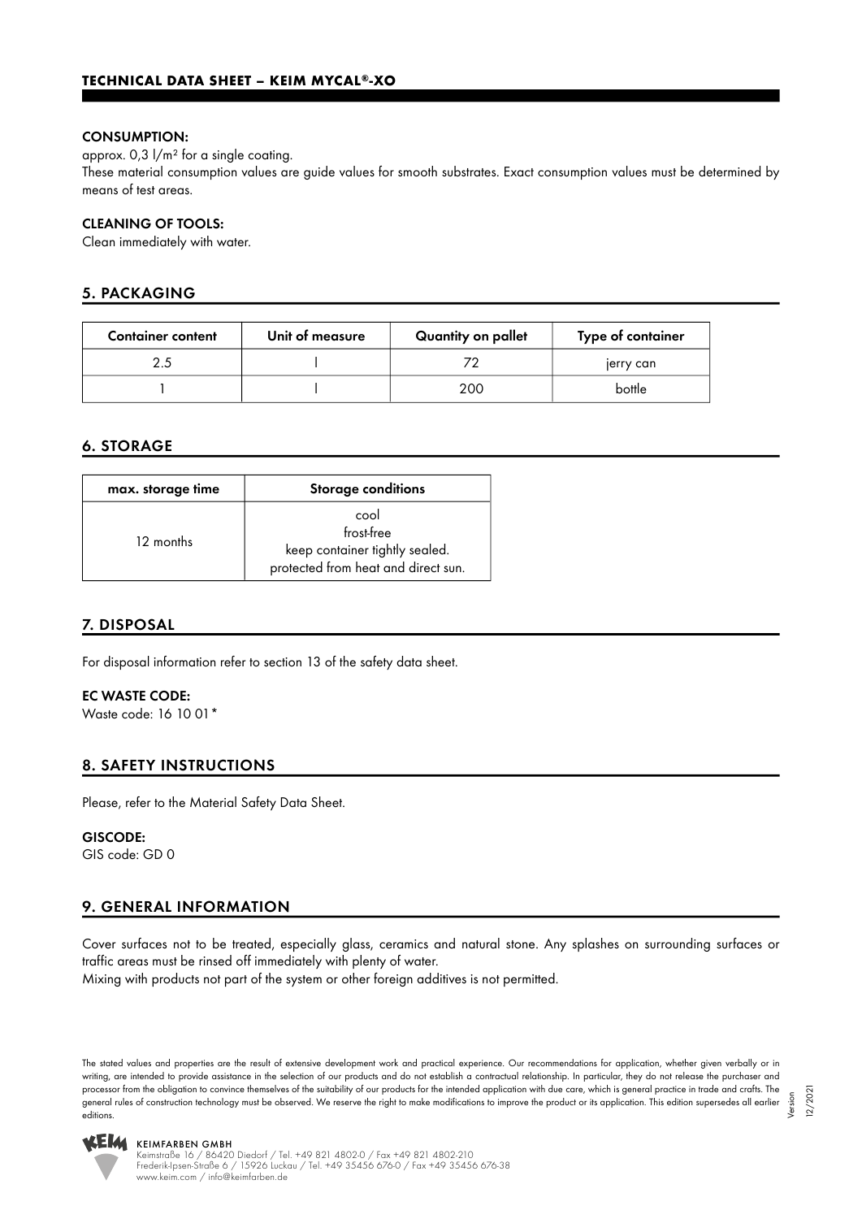### CONSUMPTION:

approx. 0,3 l/m² for a single coating.
These material consumption values are guide values for smooth substrates. Exact consumption values must be determined by means of test areas.

### CLEANING OF TOOLS:

Clean immediately with water.

## 5. PACKAGING

| Container content | Unit of measure | Quantity on pallet | Type of container |
|---|---|---|---|
| 2.5 | l | 72 | jerry can |
| 1 | l | 200 | bottle |

## 6. STORAGE

| max. storage time | Storage conditions |
|---|---|
| 12 months | cool<br>frost-free<br>keep container tightly sealed.<br>protected from heat and direct sun. |

## 7. DISPOSAL

For disposal information refer to section 13 of the safety data sheet.

### EC WASTE CODE:

Waste code: 16 10 01*

## 8. SAFETY INSTRUCTIONS

Please, refer to the Material Safety Data Sheet.

### GISCODE:

GIS code: GD 0

## 9. GENERAL INFORMATION

Cover surfaces not to be treated, especially glass, ceramics and natural stone. Any splashes on surrounding surfaces or traffic areas must be rinsed off immediately with plenty of water.
Mixing with products not part of the system or other foreign additives is not permitted.

The stated values and properties are the result of extensive development work and practical experience. Our recommendations for application, whether given verbally or in writing, are intended to provide assistance in the selection of our products and do not establish a contractual relationship. In particular, they do not release the purchaser and processor from the obligation to convince themselves of the suitability of our products for the intended application with due care, which is general practice in trade and crafts. The general rules of construction technology must be observed. We reserve the right to make modifications to improve the product or its application. This edition supersedes all earlier editions.

Version 12/2021

**KEIMFARBEN GMBH**
Keimstraße 16 / 86420 Diedorf / Tel. +49 821 4802-0 / Fax +49 821 4802-210
Frederik-Ipsen-Straße 6 / 15926 Luckau / Tel. +49 35456 676-0 / Fax +49 35456 676-38
www.keim.com / info@keimfarben.de